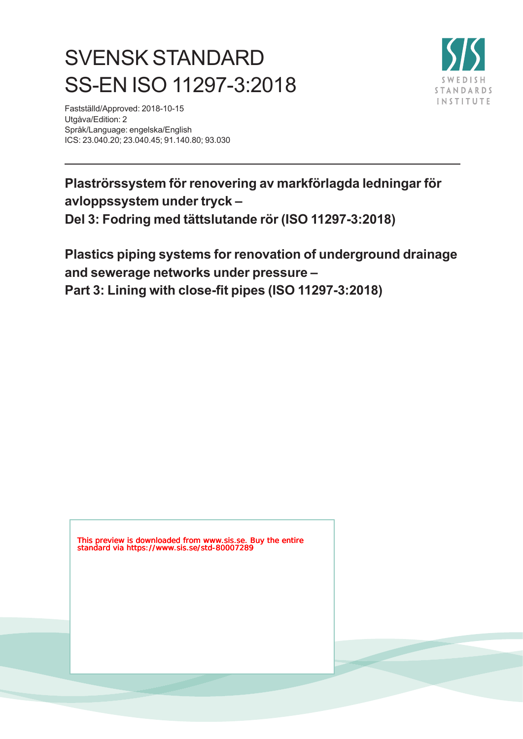# SVENSK STANDARD
# SS-EN ISO 11297-3:2018

Fastställd/Approved: 2018-10-15
Utgåva/Edition: 2
Språk/Language: engelska/English
ICS: 23.040.20; 23.040.45; 91.140.80; 93.030

**Plaströrssystem för renovering av markförlagda ledningar för avloppssystem under tryck –**
**Del 3: Fodring med tättslutande rör (ISO 11297-3:2018)**

**Plastics piping systems for renovation of underground drainage and sewerage networks under pressure –**
**Part 3: Lining with close-fit pipes (ISO 11297-3:2018)**

This preview is downloaded from www.sis.se. Buy the entire standard via https://www.sis.se/std-80007289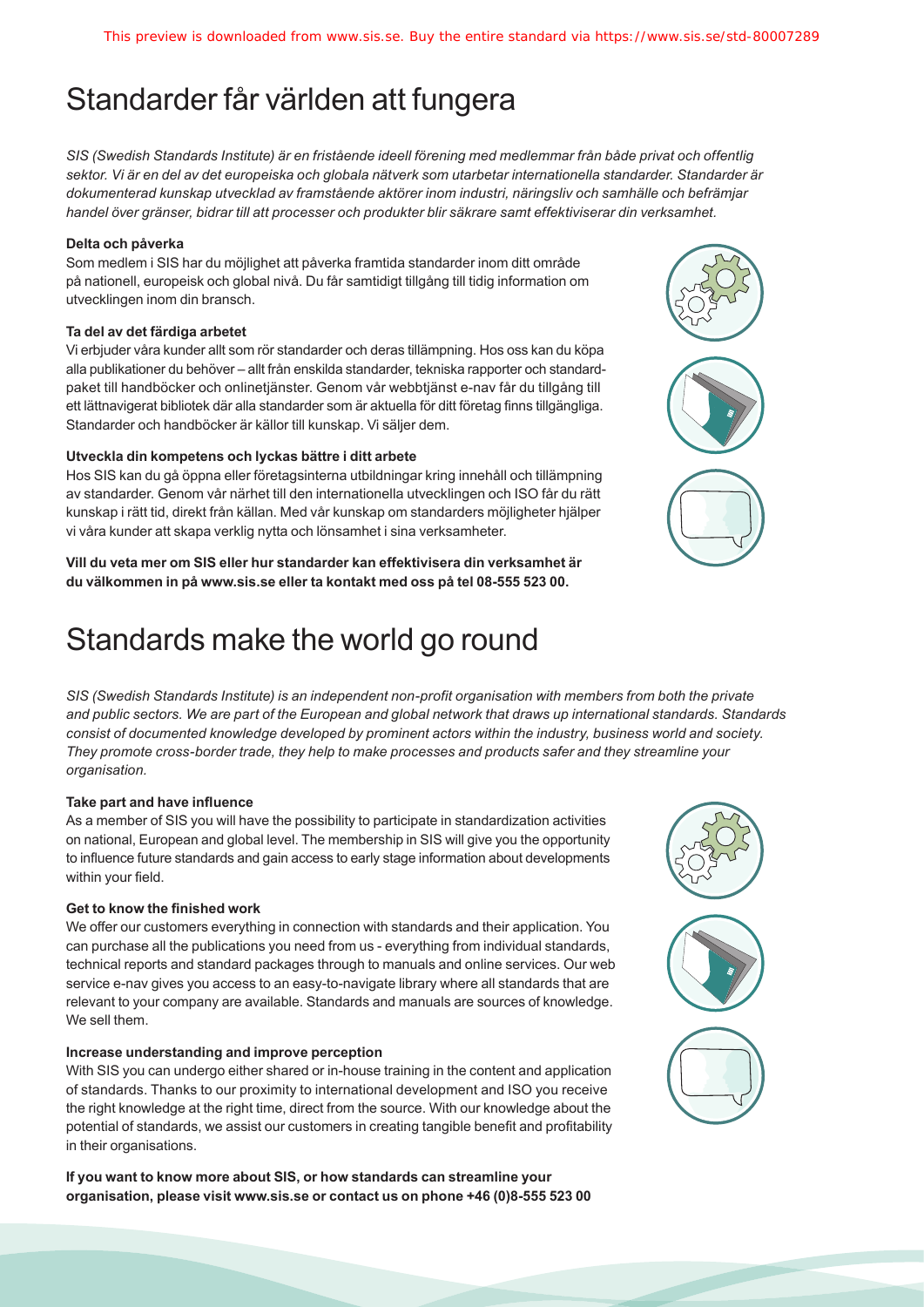# Standarder får världen att fungera

*SIS (Swedish Standards Institute) är en fristående ideell förening med medlemmar från både privat och offentlig sektor. Vi är en del av det europeiska och globala nätverk som utarbetar internationella standarder. Standarder är dokumenterad kunskap utvecklad av framstående aktörer inom industri, näringsliv och samhälle och befrämjar handel över gränser, bidrar till att processer och produkter blir säkrare samt effektiviserar din verksamhet.*

**Delta och påverka**

Som medlem i SIS har du möjlighet att påverka framtida standarder inom ditt område på nationell, europeisk och global nivå. Du får samtidigt tillgång till tidig information om utvecklingen inom din bransch.

**Ta del av det färdiga arbetet**

Vi erbjuder våra kunder allt som rör standarder och deras tillämpning. Hos oss kan du köpa alla publikationer du behöver – allt från enskilda standarder, tekniska rapporter och standardpaket till handböcker och onlinetjänster. Genom vår webbtjänst e-nav får du tillgång till ett lättnavigerat bibliotek där alla standarder som är aktuella för ditt företag finns tillgängliga. Standarder och handböcker är källor till kunskap. Vi säljer dem.

**Utveckla din kompetens och lyckas bättre i ditt arbete**

Hos SIS kan du gå öppna eller företagsinterna utbildningar kring innehåll och tillämpning av standarder. Genom vår närhet till den internationella utvecklingen och ISO får du rätt kunskap i rätt tid, direkt från källan. Med vår kunskap om standarders möjligheter hjälper vi våra kunder att skapa verklig nytta och lönsamhet i sina verksamheter.

**Vill du veta mer om SIS eller hur standarder kan effektivisera din verksamhet är du välkommen in på www.sis.se eller ta kontakt med oss på tel 08-555 523 00.**

# Standards make the world go round

*SIS (Swedish Standards Institute) is an independent non-profit organisation with members from both the private and public sectors. We are part of the European and global network that draws up international standards. Standards consist of documented knowledge developed by prominent actors within the industry, business world and society. They promote cross-border trade, they help to make processes and products safer and they streamline your organisation.*

**Take part and have influence**

As a member of SIS you will have the possibility to participate in standardization activities on national, European and global level. The membership in SIS will give you the opportunity to influence future standards and gain access to early stage information about developments within your field.

**Get to know the finished work**

We offer our customers everything in connection with standards and their application. You can purchase all the publications you need from us - everything from individual standards, technical reports and standard packages through to manuals and online services. Our web service e-nav gives you access to an easy-to-navigate library where all standards that are relevant to your company are available. Standards and manuals are sources of knowledge. We sell them.

**Increase understanding and improve perception**

With SIS you can undergo either shared or in-house training in the content and application of standards. Thanks to our proximity to international development and ISO you receive the right knowledge at the right time, direct from the source. With our knowledge about the potential of standards, we assist our customers in creating tangible benefit and profitability in their organisations.

**If you want to know more about SIS, or how standards can streamline your organisation, please visit www.sis.se or contact us on phone +46 (0)8-555 523 00**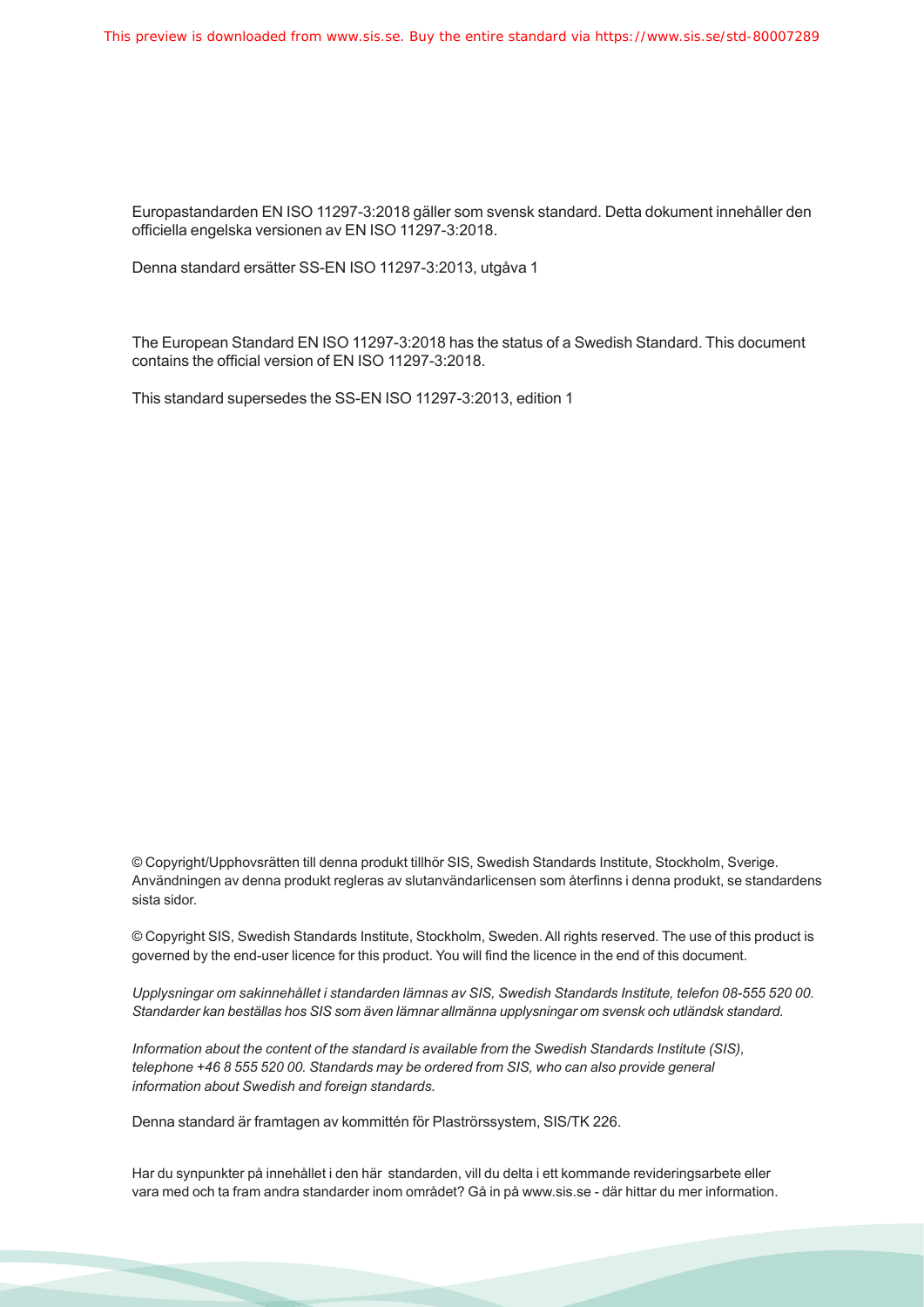Europastandarden EN ISO 11297-3:2018 gäller som svensk standard. Detta dokument innehåller den officiella engelska versionen av EN ISO 11297-3:2018.

Denna standard ersätter SS-EN ISO 11297-3:2013, utgåva 1

The European Standard EN ISO 11297-3:2018 has the status of a Swedish Standard. This document contains the official version of EN ISO 11297-3:2018.

This standard supersedes the SS-EN ISO 11297-3:2013, edition 1

© Copyright/Upphovsrätten till denna produkt tillhör SIS, Swedish Standards Institute, Stockholm, Sverige. Användningen av denna produkt regleras av slutanvändarlicensen som återfinns i denna produkt, se standardens sista sidor.

© Copyright SIS, Swedish Standards Institute, Stockholm, Sweden. All rights reserved. The use of this product is governed by the end-user licence for this product. You will find the licence in the end of this document.

*Upplysningar om sakinnehållet i standarden lämnas av SIS, Swedish Standards Institute, telefon 08-555 520 00. Standarder kan beställas hos SIS som även lämnar allmänna upplysningar om svensk och utländsk standard.*

*Information about the content of the standard is available from the Swedish Standards Institute (SIS), telephone +46 8 555 520 00. Standards may be ordered from SIS, who can also provide general information about Swedish and foreign standards.*

Denna standard är framtagen av kommittén för Plaströrssystem, SIS/TK 226.

Har du synpunkter på innehållet i den här standarden, vill du delta i ett kommande revideringsarbete eller vara med och ta fram andra standarder inom området? Gå in på www.sis.se - där hittar du mer information.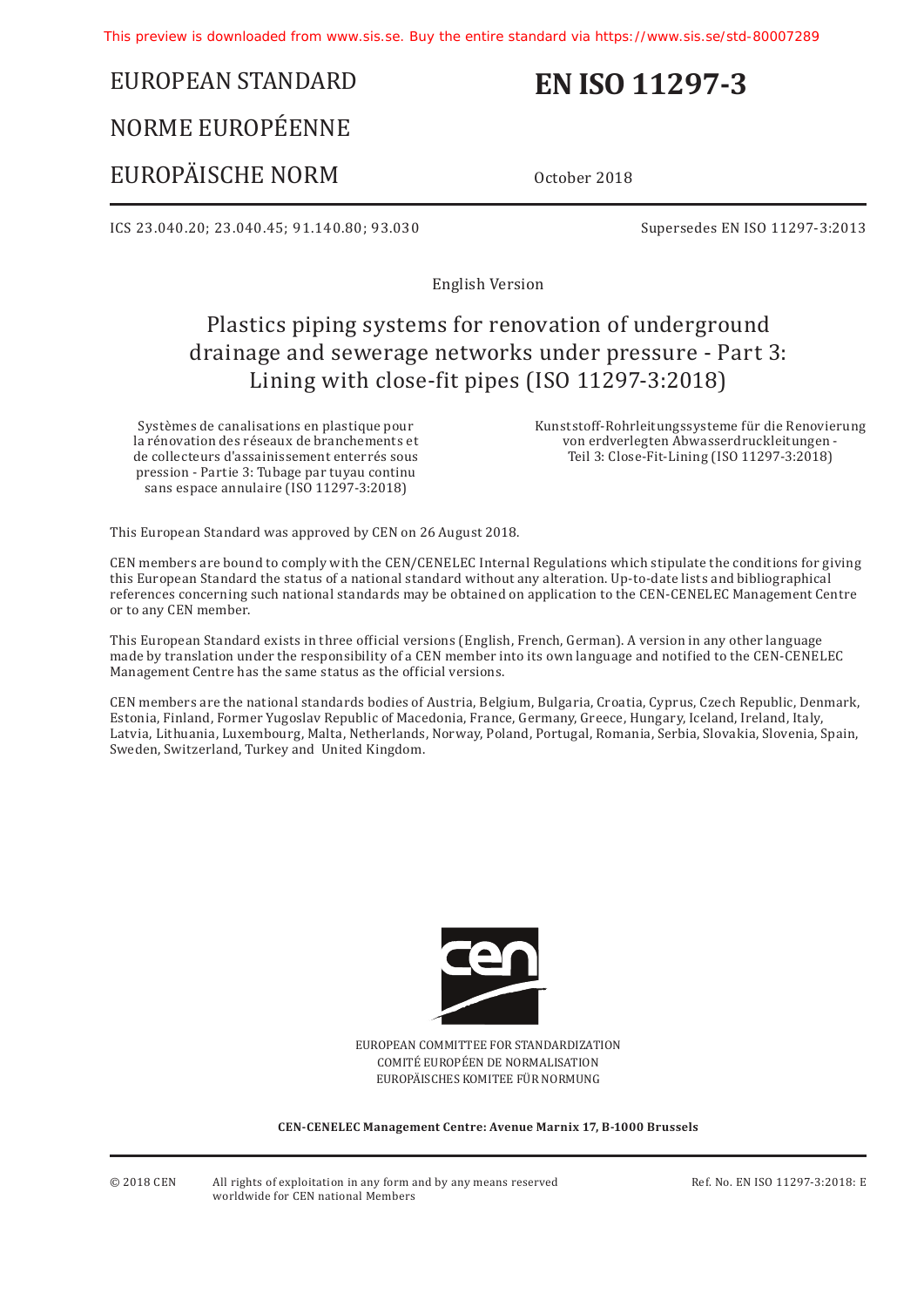# EUROPEAN STANDARD

# NORME EUROPÉENNE

# EUROPÄISCHE NORM

# EN ISO 11297-3

October 2018

ICS 23.040.20; 23.040.45; 91.140.80; 93.030

Supersedes EN ISO 11297-3:2013

English Version

## Plastics piping systems for renovation of underground drainage and sewerage networks under pressure - Part 3: Lining with close-fit pipes (ISO 11297-3:2018)

Systèmes de canalisations en plastique pour la rénovation des réseaux de branchements et de collecteurs d'assainissement enterrés sous pression - Partie 3: Tubage par tuyau continu sans espace annulaire (ISO 11297-3:2018)

Kunststoff-Rohrleitungssysteme für die Renovierung von erdverlegten Abwasserdruckleitungen - Teil 3: Close-Fit-Lining (ISO 11297-3:2018)

This European Standard was approved by CEN on 26 August 2018.

CEN members are bound to comply with the CEN/CENELEC Internal Regulations which stipulate the conditions for giving this European Standard the status of a national standard without any alteration. Up-to-date lists and bibliographical references concerning such national standards may be obtained on application to the CEN-CENELEC Management Centre or to any CEN member.

This European Standard exists in three official versions (English, French, German). A version in any other language made by translation under the responsibility of a CEN member into its own language and notified to the CEN-CENELEC Management Centre has the same status as the official versions.

CEN members are the national standards bodies of Austria, Belgium, Bulgaria, Croatia, Cyprus, Czech Republic, Denmark, Estonia, Finland, Former Yugoslav Republic of Macedonia, France, Germany, Greece, Hungary, Iceland, Ireland, Italy, Latvia, Lithuania, Luxembourg, Malta, Netherlands, Norway, Poland, Portugal, Romania, Serbia, Slovakia, Slovenia, Spain, Sweden, Switzerland, Turkey and United Kingdom.

EUROPEAN COMMITTEE FOR STANDARDIZATION
COMITÉ EUROPÉEN DE NORMALISATION
EUROPÄISCHES KOMITEE FÜR NORMUNG

**CEN-CENELEC Management Centre: Avenue Marnix 17, B-1000 Brussels**

© 2018 CEN All rights of exploitation in any form and by any means reserved worldwide for CEN national Members

Ref. No. EN ISO 11297-3:2018: E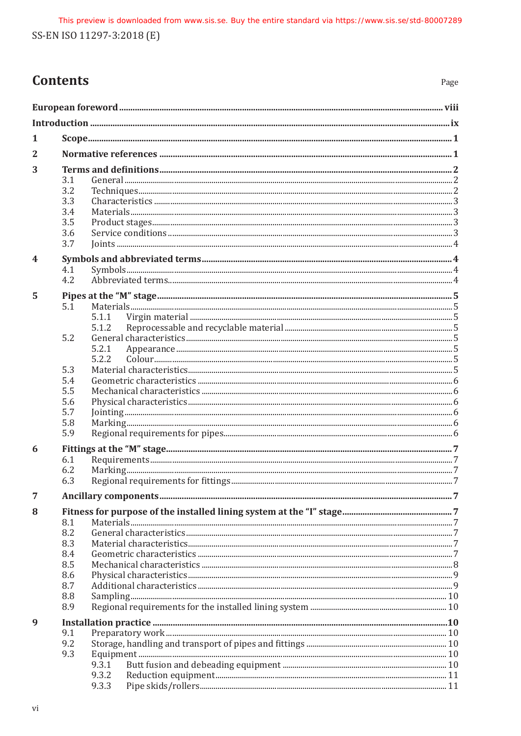# Contents

Page

**European foreword** .......... **viii**

**Introduction** .......... **ix**

**1 Scope** .......... **1**

**2 Normative references** .......... **1**

**3 Terms and definitions** .......... **2**

- 3.1 General .......... 2
- 3.2 Techniques .......... 2
- 3.3 Characteristics .......... 3
- 3.4 Materials .......... 3
- 3.5 Product stages .......... 3
- 3.6 Service conditions .......... 3
- 3.7 Joints .......... 4

**4 Symbols and abbreviated terms** .......... **4**

- 4.1 Symbols .......... 4
- 4.2 Abbreviated terms .......... 4

**5 Pipes at the “M” stage** .......... **5**

- 5.1 Materials .......... 5
  - 5.1.1 Virgin material .......... 5
  - 5.1.2 Reprocessable and recyclable material .......... 5
- 5.2 General characteristics .......... 5
  - 5.2.1 Appearance .......... 5
  - 5.2.2 Colour .......... 5
- 5.3 Material characteristics .......... 5
- 5.4 Geometric characteristics .......... 6
- 5.5 Mechanical characteristics .......... 6
- 5.6 Physical characteristics .......... 6
- 5.7 Jointing .......... 6
- 5.8 Marking .......... 6
- 5.9 Regional requirements for pipes .......... 6

**6 Fittings at the “M” stage** .......... **7**

- 6.1 Requirements .......... 7
- 6.2 Marking .......... 7
- 6.3 Regional requirements for fittings .......... 7

**7 Ancillary components** .......... **7**

**8 Fitness for purpose of the installed lining system at the “I” stage** .......... **7**

- 8.1 Materials .......... 7
- 8.2 General characteristics .......... 7
- 8.3 Material characteristics .......... 7
- 8.4 Geometric characteristics .......... 7
- 8.5 Mechanical characteristics .......... 8
- 8.6 Physical characteristics .......... 9
- 8.7 Additional characteristics .......... 9
- 8.8 Sampling .......... 10
- 8.9 Regional requirements for the installed lining system .......... 10

**9 Installation practice** .......... **10**

- 9.1 Preparatory work .......... 10
- 9.2 Storage, handling and transport of pipes and fittings .......... 10
- 9.3 Equipment .......... 10
  - 9.3.1 Butt fusion and debeading equipment .......... 10
  - 9.3.2 Reduction equipment .......... 11
  - 9.3.3 Pipe skids/rollers .......... 11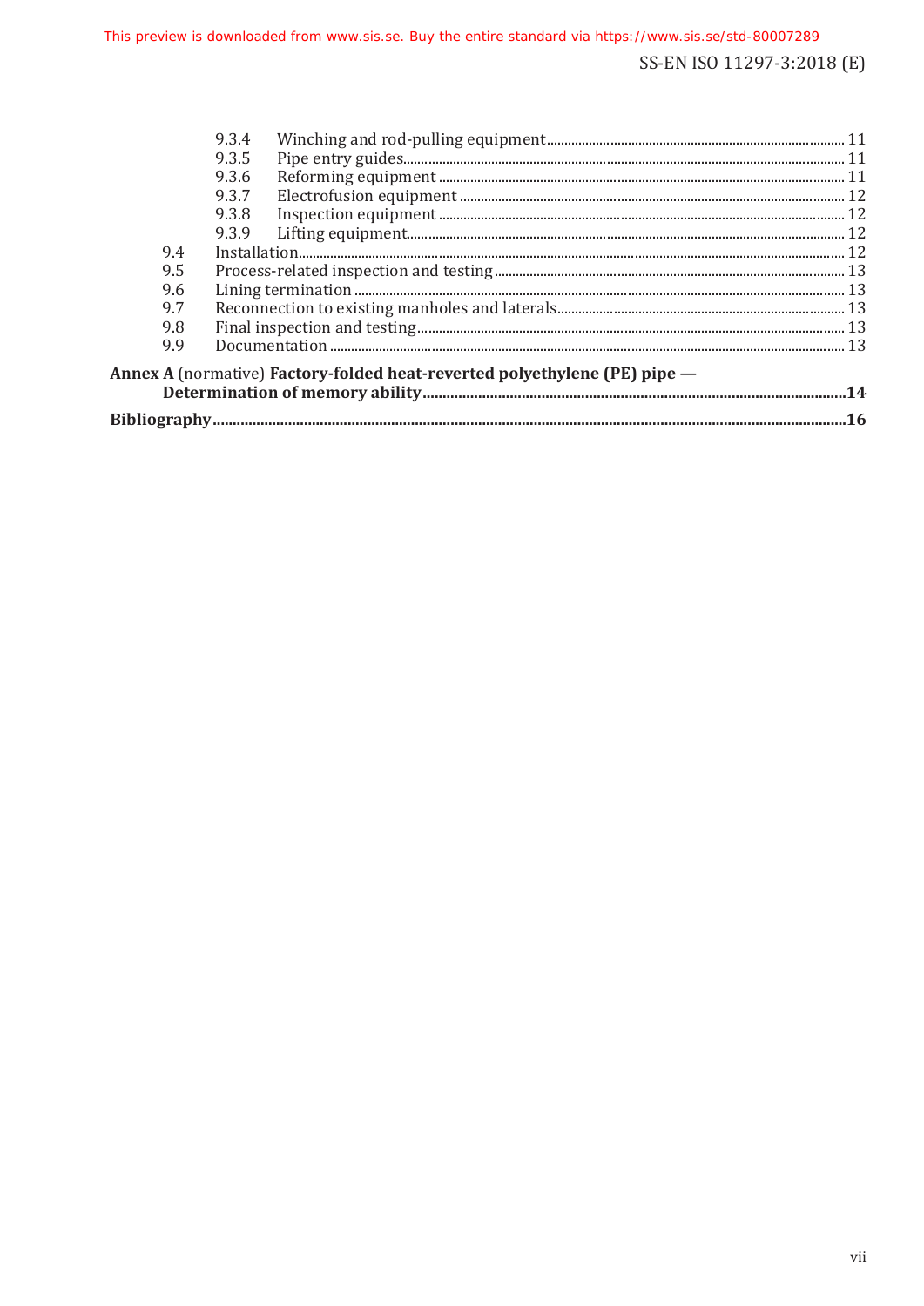9.3.4 Winching and rod-pulling equipment ........ 11
9.3.5 Pipe entry guides ........ 11
9.3.6 Reforming equipment ........ 11
9.3.7 Electrofusion equipment ........ 12
9.3.8 Inspection equipment ........ 12
9.3.9 Lifting equipment ........ 12

9.4 Installation ........ 12
9.5 Process-related inspection and testing ........ 13
9.6 Lining termination ........ 13
9.7 Reconnection to existing manholes and laterals ........ 13
9.8 Final inspection and testing ........ 13
9.9 Documentation ........ 13

**Annex A** (normative) **Factory-folded heat-reverted polyethylene (PE) pipe — Determination of memory ability** ........ **14**

**Bibliography** ........ **16**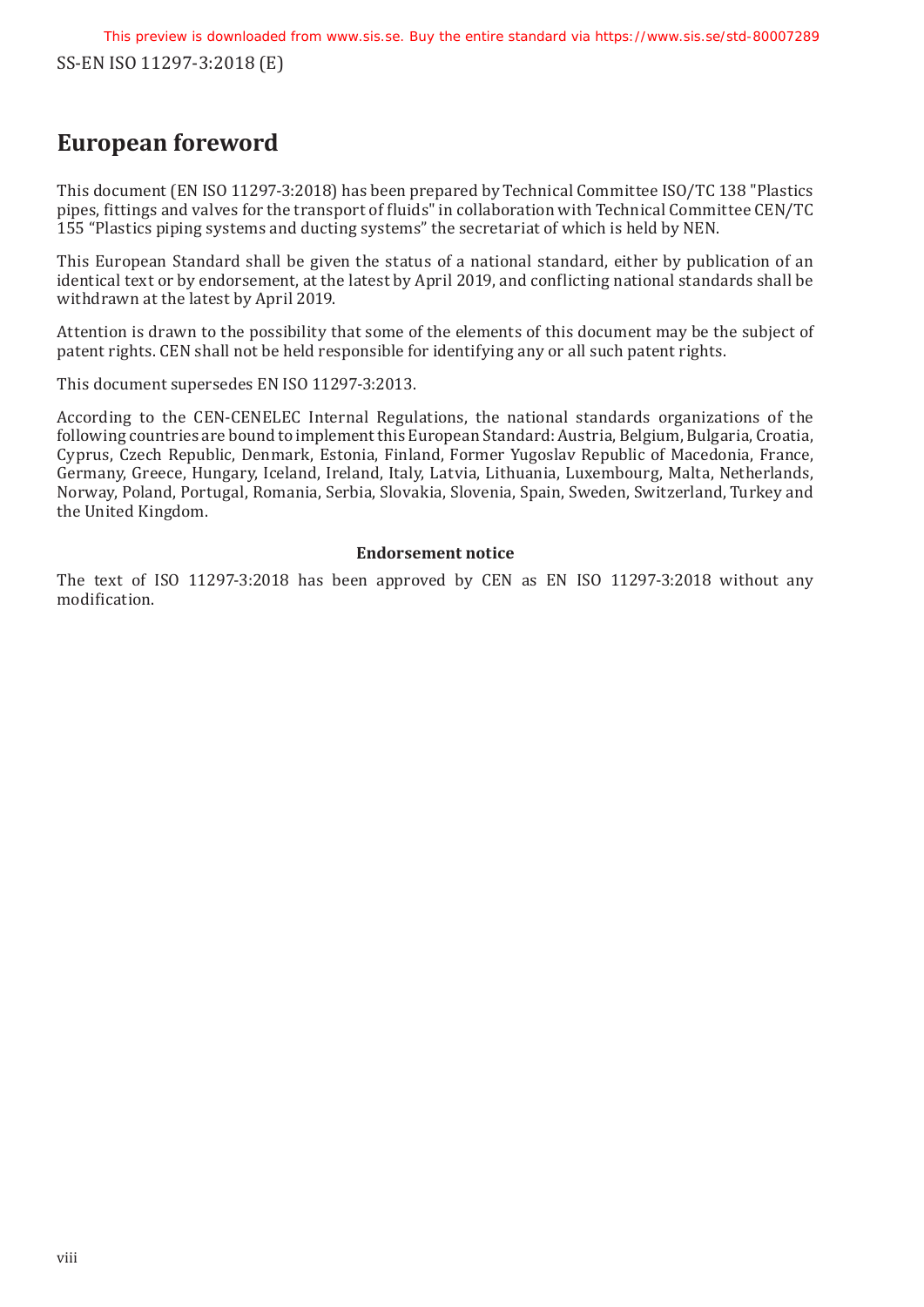# European foreword

This document (EN ISO 11297-3:2018) has been prepared by Technical Committee ISO/TC 138 "Plastics pipes, fittings and valves for the transport of fluids" in collaboration with Technical Committee CEN/TC 155 "Plastics piping systems and ducting systems" the secretariat of which is held by NEN.

This European Standard shall be given the status of a national standard, either by publication of an identical text or by endorsement, at the latest by April 2019, and conflicting national standards shall be withdrawn at the latest by April 2019.

Attention is drawn to the possibility that some of the elements of this document may be the subject of patent rights. CEN shall not be held responsible for identifying any or all such patent rights.

This document supersedes EN ISO 11297-3:2013.

According to the CEN-CENELEC Internal Regulations, the national standards organizations of the following countries are bound to implement this European Standard: Austria, Belgium, Bulgaria, Croatia, Cyprus, Czech Republic, Denmark, Estonia, Finland, Former Yugoslav Republic of Macedonia, France, Germany, Greece, Hungary, Iceland, Ireland, Italy, Latvia, Lithuania, Luxembourg, Malta, Netherlands, Norway, Poland, Portugal, Romania, Serbia, Slovakia, Slovenia, Spain, Sweden, Switzerland, Turkey and the United Kingdom.

**Endorsement notice**

The text of ISO 11297-3:2018 has been approved by CEN as EN ISO 11297-3:2018 without any modification.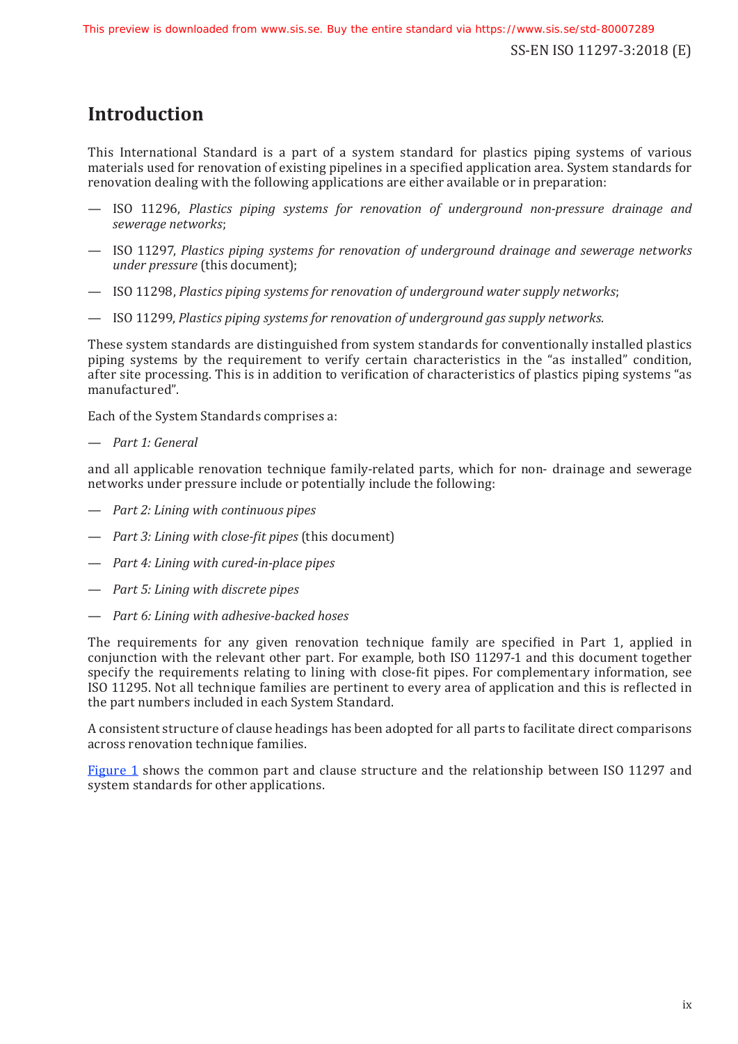# Introduction

This International Standard is a part of a system standard for plastics piping systems of various materials used for renovation of existing pipelines in a specified application area. System standards for renovation dealing with the following applications are either available or in preparation:

— ISO 11296, *Plastics piping systems for renovation of underground non-pressure drainage and sewerage networks*;

— ISO 11297, *Plastics piping systems for renovation of underground drainage and sewerage networks under pressure* (this document);

— ISO 11298, *Plastics piping systems for renovation of underground water supply networks*;

— ISO 11299, *Plastics piping systems for renovation of underground gas supply networks.*

These system standards are distinguished from system standards for conventionally installed plastics piping systems by the requirement to verify certain characteristics in the "as installed" condition, after site processing. This is in addition to verification of characteristics of plastics piping systems "as manufactured".

Each of the System Standards comprises a:

— *Part 1: General*

and all applicable renovation technique family-related parts, which for non- drainage and sewerage networks under pressure include or potentially include the following:

— *Part 2: Lining with continuous pipes*

— *Part 3: Lining with close-fit pipes* (this document)

— *Part 4: Lining with cured-in-place pipes*

— *Part 5: Lining with discrete pipes*

— *Part 6: Lining with adhesive-backed hoses*

The requirements for any given renovation technique family are specified in Part 1, applied in conjunction with the relevant other part. For example, both ISO 11297-1 and this document together specify the requirements relating to lining with close-fit pipes. For complementary information, see ISO 11295. Not all technique families are pertinent to every area of application and this is reflected in the part numbers included in each System Standard.

A consistent structure of clause headings has been adopted for all parts to facilitate direct comparisons across renovation technique families.

Figure 1 shows the common part and clause structure and the relationship between ISO 11297 and system standards for other applications.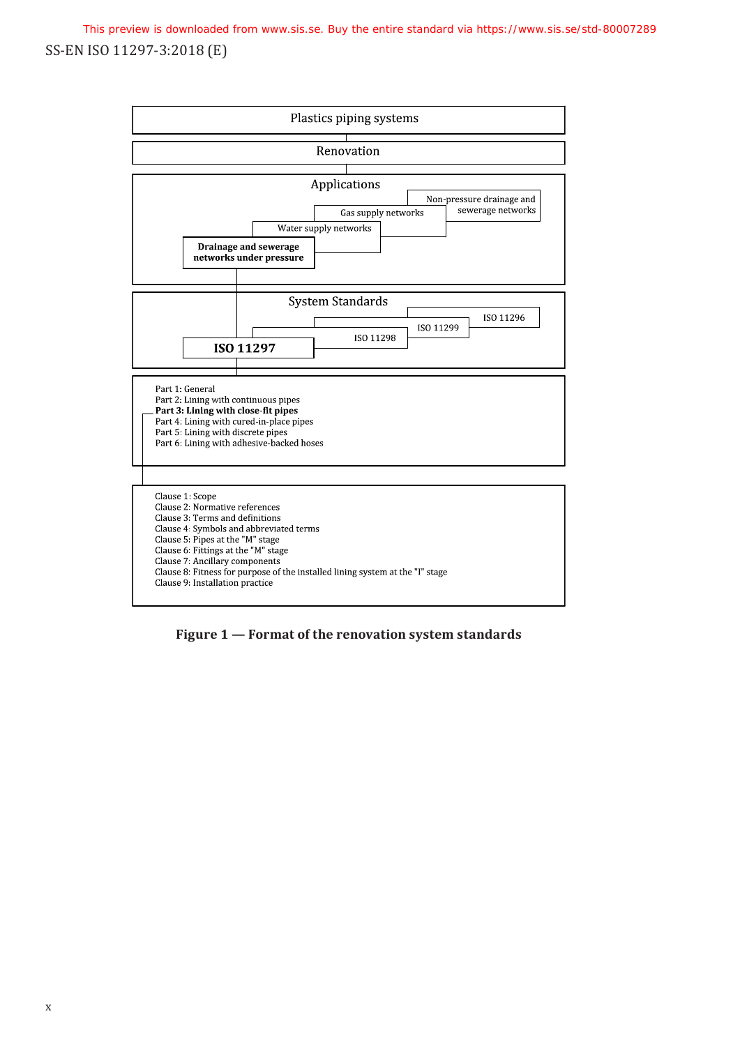Plastics piping systems

Renovation

Applications

- Non-pressure drainage and sewerage networks
- Gas supply networks
- Water supply networks
- **Drainage and sewerage networks under pressure**

System Standards

- ISO 11296
- ISO 11299
- ISO 11298
- **ISO 11297**

Part 1: General
Part 2: Lining with continuous pipes
**Part 3: Lining with close-fit pipes**
Part 4: Lining with cured-in-place pipes
Part 5: Lining with discrete pipes
Part 6: Lining with adhesive-backed hoses

Clause 1: Scope
Clause 2: Normative references
Clause 3: Terms and definitions
Clause 4: Symbols and abbreviated terms
Clause 5: Pipes at the "M" stage
Clause 6: Fittings at the "M" stage
Clause 7: Ancillary components
Clause 8: Fitness for purpose of the installed lining system at the "I" stage
Clause 9: Installation practice

**Figure 1 — Format of the renovation system standards**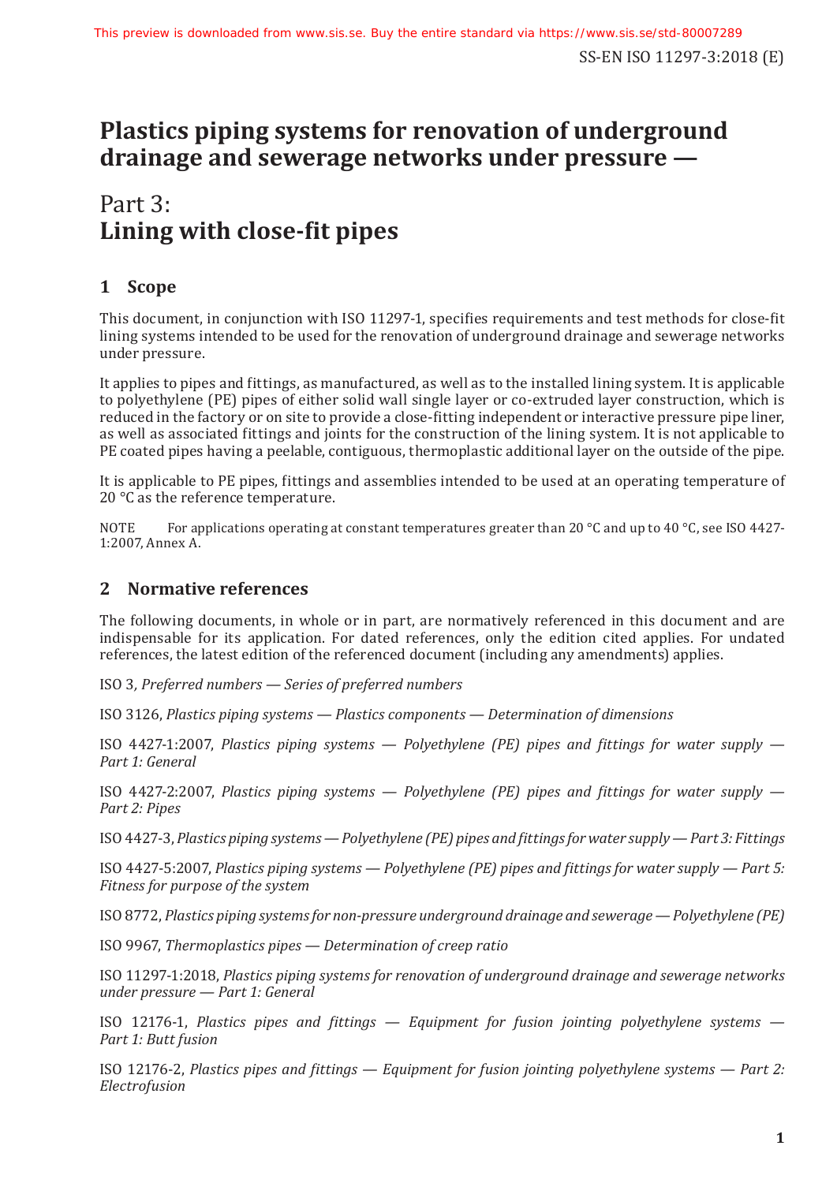# Plastics piping systems for renovation of underground drainage and sewerage networks under pressure —

## Part 3: Lining with close-fit pipes

## 1 Scope

This document, in conjunction with ISO 11297-1, specifies requirements and test methods for close-fit lining systems intended to be used for the renovation of underground drainage and sewerage networks under pressure.

It applies to pipes and fittings, as manufactured, as well as to the installed lining system. It is applicable to polyethylene (PE) pipes of either solid wall single layer or co-extruded layer construction, which is reduced in the factory or on site to provide a close-fitting independent or interactive pressure pipe liner, as well as associated fittings and joints for the construction of the lining system. It is not applicable to PE coated pipes having a peelable, contiguous, thermoplastic additional layer on the outside of the pipe.

It is applicable to PE pipes, fittings and assemblies intended to be used at an operating temperature of 20 °C as the reference temperature.

NOTE For applications operating at constant temperatures greater than 20 °C and up to 40 °C, see ISO 4427-1:2007, Annex A.

## 2 Normative references

The following documents, in whole or in part, are normatively referenced in this document and are indispensable for its application. For dated references, only the edition cited applies. For undated references, the latest edition of the referenced document (including any amendments) applies.

ISO 3, *Preferred numbers — Series of preferred numbers*

ISO 3126, *Plastics piping systems — Plastics components — Determination of dimensions*

ISO 4427-1:2007, *Plastics piping systems — Polyethylene (PE) pipes and fittings for water supply — Part 1: General*

ISO 4427-2:2007, *Plastics piping systems — Polyethylene (PE) pipes and fittings for water supply — Part 2: Pipes*

ISO 4427-3, *Plastics piping systems — Polyethylene (PE) pipes and fittings for water supply — Part 3: Fittings*

ISO 4427-5:2007, *Plastics piping systems — Polyethylene (PE) pipes and fittings for water supply — Part 5: Fitness for purpose of the system*

ISO 8772, *Plastics piping systems for non-pressure underground drainage and sewerage — Polyethylene (PE)*

ISO 9967, *Thermoplastics pipes — Determination of creep ratio*

ISO 11297-1:2018, *Plastics piping systems for renovation of underground drainage and sewerage networks under pressure — Part 1: General*

ISO 12176-1, *Plastics pipes and fittings — Equipment for fusion jointing polyethylene systems — Part 1: Butt fusion*

ISO 12176-2, *Plastics pipes and fittings — Equipment for fusion jointing polyethylene systems — Part 2: Electrofusion*